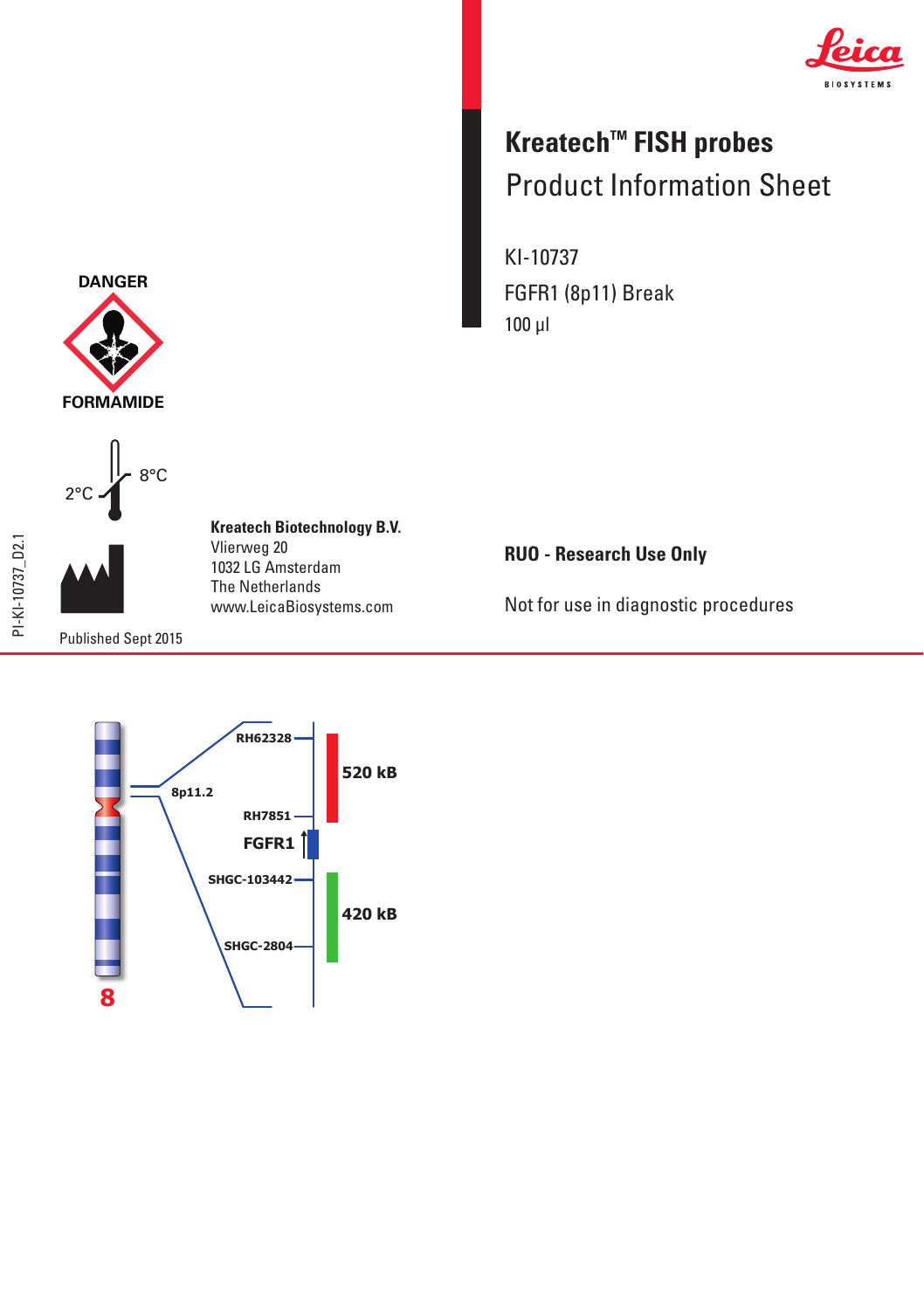# Kreatech™ FISH probes

## Product Information Sheet

KI-10737

FGFR1 (8p11) Break

100 µl

DANGER

FORMAMIDE

2°C

8°C

**Kreatech Biotechnology B.V.**
Vlierweg 20
1032 LG Amsterdam
The Netherlands
www.LeicaBiosystems.com

Published Sept 2015

PI-KI-10737_D2.1

**RUO - Research Use Only**

Not for use in diagnostic procedures

8p11.2

RH62328

RH7851

FGFR1

SHGC-103442

SHGC-2804

520 kB

420 kB

8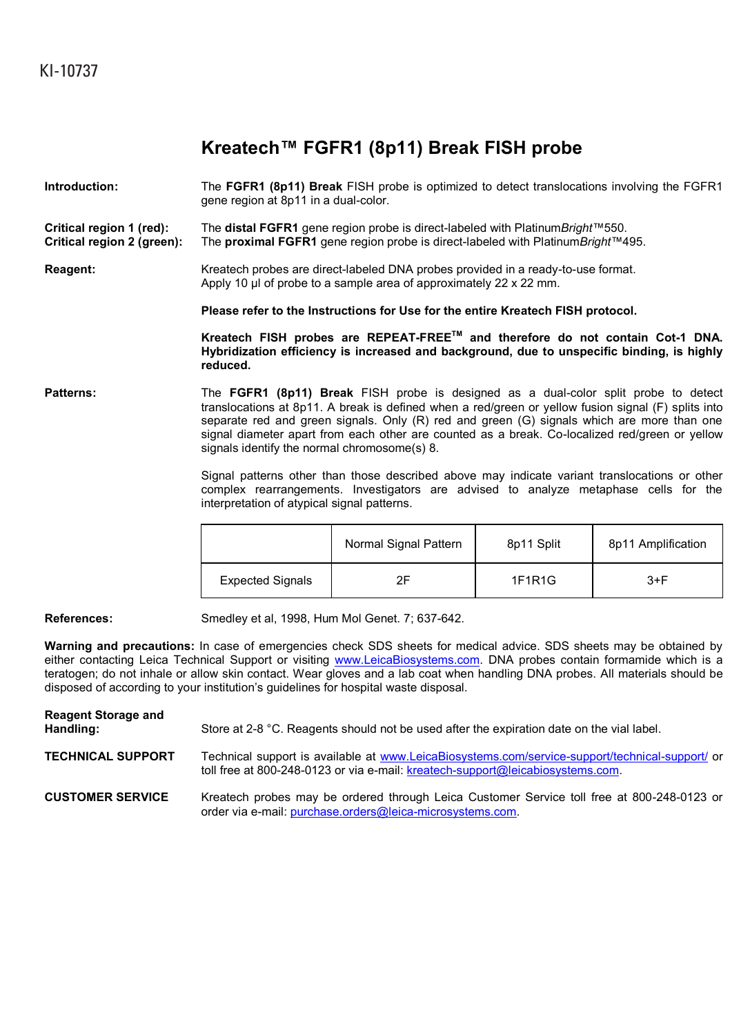KI-10737

# Kreatech™ FGFR1 (8p11) Break FISH probe

**Introduction:** The **FGFR1 (8p11) Break** FISH probe is optimized to detect translocations involving the FGFR1 gene region at 8p11 in a dual-color.

**Critical region 1 (red):** The **distal FGFR1** gene region probe is direct-labeled with Platinum*Bright*™550.
**Critical region 2 (green):** The **proximal FGFR1** gene region probe is direct-labeled with Platinum*Bright*™495.

**Reagent:** Kreatech probes are direct-labeled DNA probes provided in a ready-to-use format. Apply 10 µl of probe to a sample area of approximately 22 x 22 mm.

**Please refer to the Instructions for Use for the entire Kreatech FISH protocol.**

**Kreatech FISH probes are REPEAT-FREE™ and therefore do not contain Cot-1 DNA. Hybridization efficiency is increased and background, due to unspecific binding, is highly reduced.**

**Patterns:** The **FGFR1 (8p11) Break** FISH probe is designed as a dual-color split probe to detect translocations at 8p11. A break is defined when a red/green or yellow fusion signal (F) splits into separate red and green signals. Only (R) red and green (G) signals which are more than one signal diameter apart from each other are counted as a break. Co-localized red/green or yellow signals identify the normal chromosome(s) 8.

Signal patterns other than those described above may indicate variant translocations or other complex rearrangements. Investigators are advised to analyze metaphase cells for the interpretation of atypical signal patterns.

| | Normal Signal Pattern | 8p11 Split | 8p11 Amplification |
|---|---|---|---|
| Expected Signals | 2F | 1F1R1G | 3+F |

**References:** Smedley et al, 1998, Hum Mol Genet. 7; 637-642.

**Warning and precautions:** In case of emergencies check SDS sheets for medical advice. SDS sheets may be obtained by either contacting Leica Technical Support or visiting www.LeicaBiosystems.com. DNA probes contain formamide which is a teratogen; do not inhale or allow skin contact. Wear gloves and a lab coat when handling DNA probes. All materials should be disposed of according to your institution's guidelines for hospital waste disposal.

**Reagent Storage and Handling:** Store at 2-8 °C. Reagents should not be used after the expiration date on the vial label.

**TECHNICAL SUPPORT** Technical support is available at www.LeicaBiosystems.com/service-support/technical-support/ or toll free at 800-248-0123 or via e-mail: kreatech-support@leicabiosystems.com.

**CUSTOMER SERVICE** Kreatech probes may be ordered through Leica Customer Service toll free at 800-248-0123 or order via e-mail: purchase.orders@leica-microsystems.com.